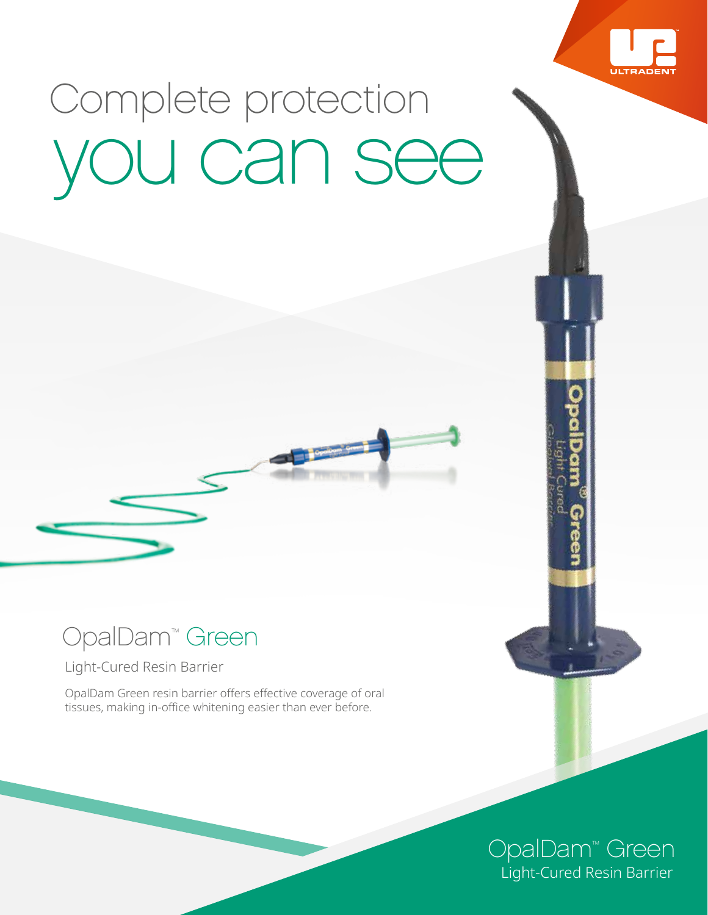# Complete protection you can see

## OpalDam™ Green

Light-Cured Resin Barrier

OpalDam Green resin barrier offers effective coverage of oral tissues, making in-office whitening easier than ever before.

OpalDam™ Green
Light-Cured Resin Barrier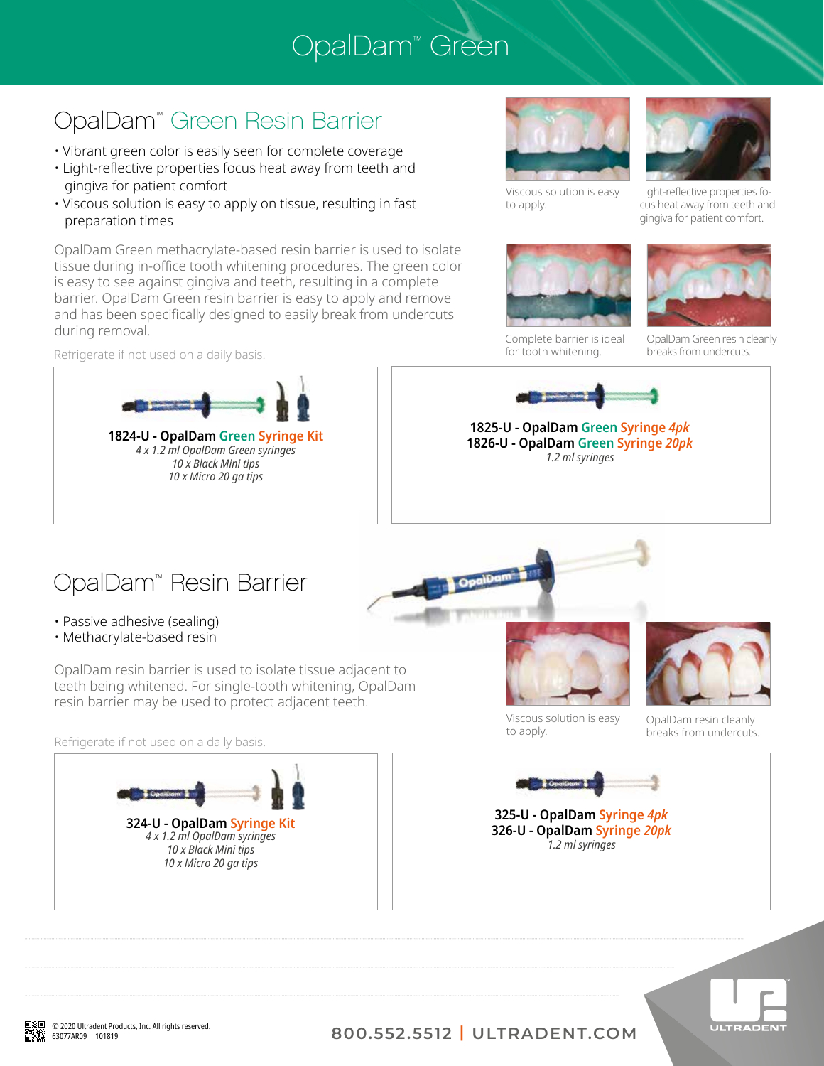# OpalDam™ Green

## OpalDam™ Green Resin Barrier

- Vibrant green color is easily seen for complete coverage
- Light-reflective properties focus heat away from teeth and gingiva for patient comfort
- Viscous solution is easy to apply on tissue, resulting in fast preparation times

OpalDam Green methacrylate-based resin barrier is used to isolate tissue during in-office tooth whitening procedures. The green color is easy to see against gingiva and teeth, resulting in a complete barrier. OpalDam Green resin barrier is easy to apply and remove and has been specifically designed to easily break from undercuts during removal.

Refrigerate if not used on a daily basis.

Viscous solution is easy to apply.

Light-reflective properties focus heat away from teeth and gingiva for patient comfort.

Complete barrier is ideal for tooth whitening.

OpalDam Green resin cleanly breaks from undercuts.

**1824-U - OpalDam Green Syringe Kit**
*4 x 1.2 ml OpalDam Green syringes*
*10 x Black Mini tips*
*10 x Micro 20 ga tips*

**1825-U - OpalDam Green Syringe 4pk**
**1826-U - OpalDam Green Syringe 20pk**
*1.2 ml syringes*

## OpalDam™ Resin Barrier

- Passive adhesive (sealing)
- Methacrylate-based resin

OpalDam resin barrier is used to isolate tissue adjacent to teeth being whitened. For single-tooth whitening, OpalDam resin barrier may be used to protect adjacent teeth.

Refrigerate if not used on a daily basis.

Viscous solution is easy to apply.

OpalDam resin cleanly breaks from undercuts.

**324-U - OpalDam Syringe Kit**
*4 x 1.2 ml OpalDam syringes*
*10 x Black Mini tips*
*10 x Micro 20 ga tips*

**325-U - OpalDam Syringe 4pk**
**326-U - OpalDam Syringe 20pk**
*1.2 ml syringes*

© 2020 Ultradent Products, Inc. All rights reserved.
63077AR09 101819

800.552.5512 | ULTRADENT.COM

ULTRADENT